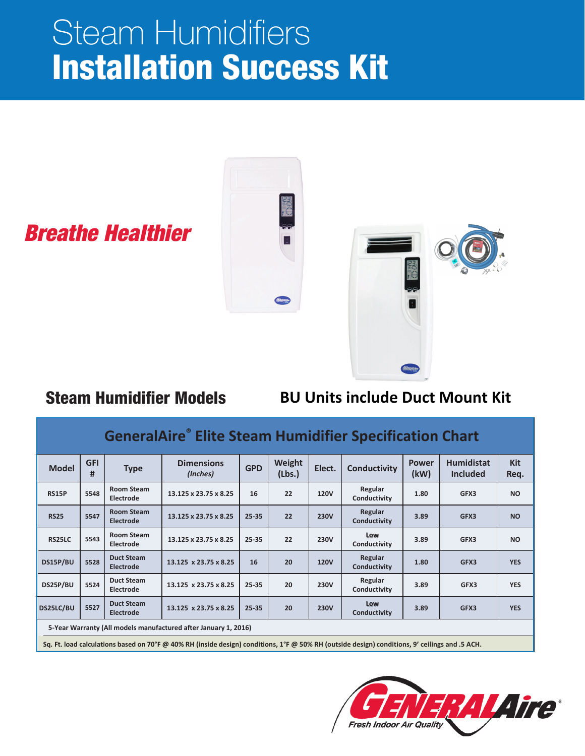# Steam Humidifiers
# Installation Success Kit

**Breathe Healthier**

## Steam Humidifier Models

## BU Units include Duct Mount Kit

### GeneralAire® Elite Steam Humidifier Specification Chart

| Model | GFI # | Type | Dimensions *(Inches)* | GPD | Weight (Lbs.) | Elect. | Conductivity | Power (kW) | Humidistat Included | Kit Req. |
|---|---|---|---|---|---|---|---|---|---|---|
| RS15P | 5548 | Room Steam Electrode | 13.125 x 23.75 x 8.25 | 16 | 22 | 120V | Regular Conductivity | 1.80 | GFX3 | NO |
| RS25 | 5547 | Room Steam Electrode | 13.125 x 23.75 x 8.25 | 25-35 | 22 | 230V | Regular Conductivity | 3.89 | GFX3 | NO |
| RS25LC | 5543 | Room Steam Electrode | 13.125 x 23.75 x 8.25 | 25-35 | 22 | 230V | Low Conductivity | 3.89 | GFX3 | NO |
| DS15P/BU | 5528 | Duct Steam Electrode | 13.125 x 23.75 x 8.25 | 16 | 20 | 120V | Regular Conductivity | 1.80 | GFX3 | YES |
| DS25P/BU | 5524 | Duct Steam Electrode | 13.125 x 23.75 x 8.25 | 25-35 | 20 | 230V | Regular Conductivity | 3.89 | GFX3 | YES |
| DS25LC/BU | 5527 | Duct Steam Electrode | 13.125 x 23.75 x 8.25 | 25-35 | 20 | 230V | Low Conductivity | 3.89 | GFX3 | YES |

5-Year Warranty (All models manufactured after January 1, 2016)

Sq. Ft. load calculations based on 70°F @ 40% RH (inside design) conditions, 1°F @ 50% RH (outside design) conditions, 9' ceilings and .5 ACH.

GeneralAire® — Fresh Indoor Air Quality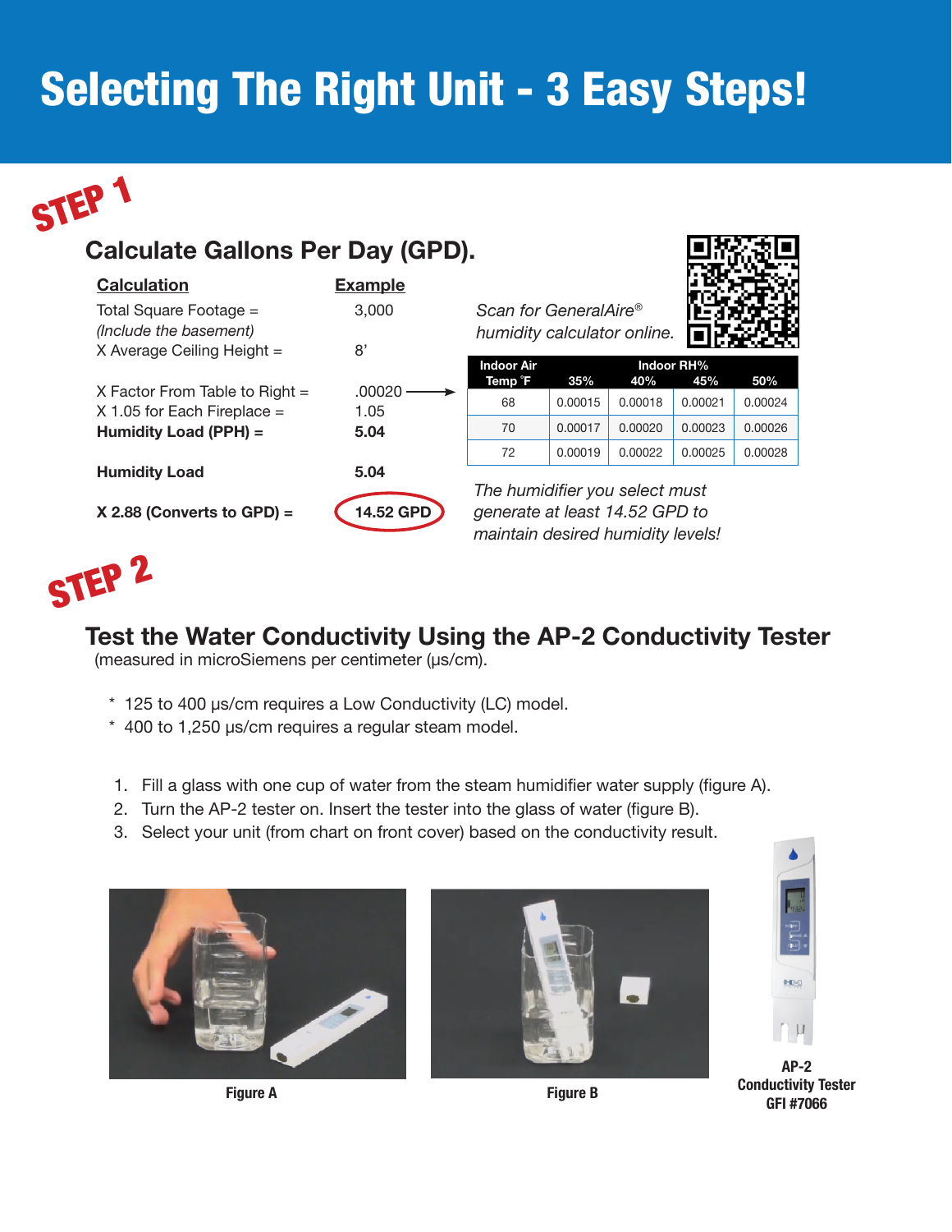# Selecting The Right Unit - 3 Easy Steps!

## STEP 1

### Calculate Gallons Per Day (GPD).

| Calculation | Example |
|---|---|
| Total Square Footage = *(Include the basement)* | 3,000 |
| X Average Ceiling Height = | 8' |
| X Factor From Table to Right = | .00020 |
| X 1.05 for Each Fireplace = | 1.05 |
| **Humidity Load (PPH) =** | **5.04** |
| **Humidity Load** | **5.04** |
| **X 2.88 (Converts to GPD) =** | **14.52 GPD** |

*Scan for GeneralAire® humidity calculator online.*

| Indoor Air Temp °F | Indoor RH% 35% | 40% | 45% | 50% |
|---|---|---|---|---|
| 68 | 0.00015 | 0.00018 | 0.00021 | 0.00024 |
| 70 | 0.00017 | 0.00020 | 0.00023 | 0.00026 |
| 72 | 0.00019 | 0.00022 | 0.00025 | 0.00028 |

*The humidifier you select must generate at least 14.52 GPD to maintain desired humidity levels!*

## STEP 2

### Test the Water Conductivity Using the AP-2 Conductivity Tester

(measured in microSiemens per centimeter (µs/cm).

- 125 to 400 µs/cm requires a Low Conductivity (LC) model.
- 400 to 1,250 µs/cm requires a regular steam model.

1. Fill a glass with one cup of water from the steam humidifier water supply (figure A).
2. Turn the AP-2 tester on. Insert the tester into the glass of water (figure B).
3. Select your unit (from chart on front cover) based on the conductivity result.

Figure A

Figure B

**AP-2 Conductivity Tester GFI #7066**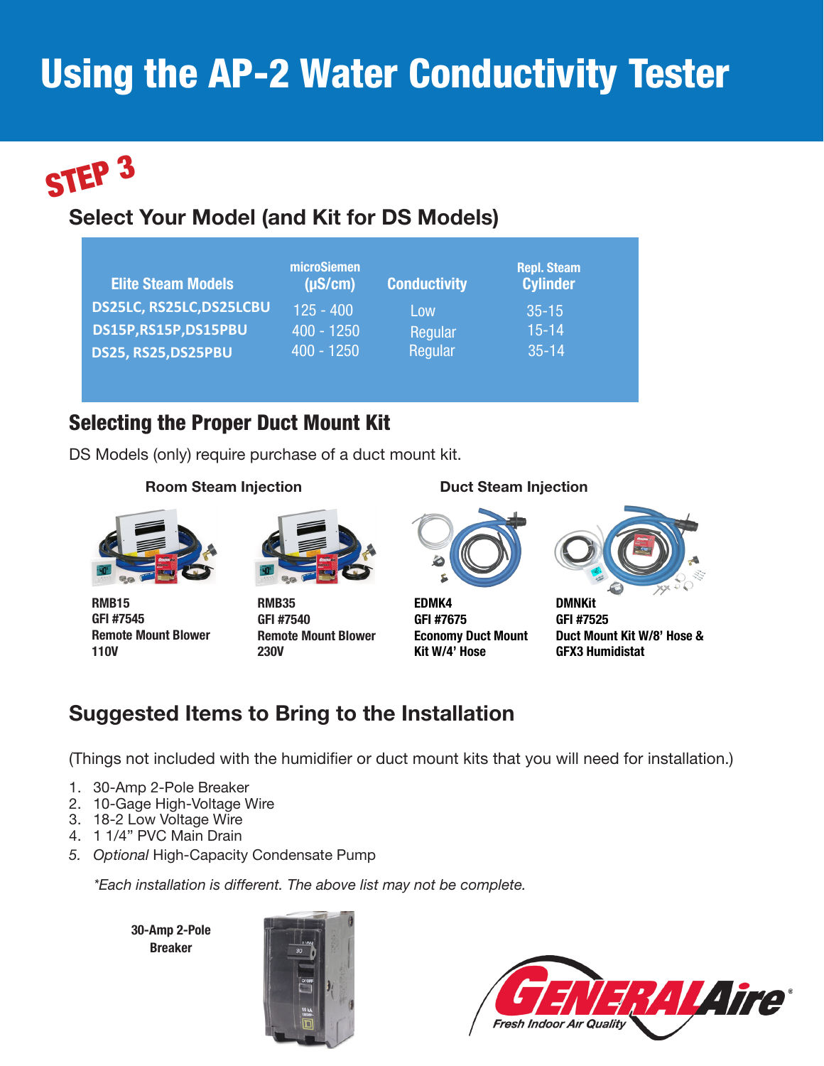# Using the AP-2 Water Conductivity Tester

## STEP 3

## Select Your Model (and Kit for DS Models)

| Elite Steam Models | microSiemen (µS/cm) | Conductivity | Repl. Steam Cylinder |
|---|---|---|---|
| DS25LC, RS25LC,DS25LCBU | 125 - 400 | Low | 35-15 |
| DS15P,RS15P,DS15PBU | 400 - 1250 | Regular | 15-14 |
| DS25, RS25,DS25PBU | 400 - 1250 | Regular | 35-14 |

## Selecting the Proper Duct Mount Kit

DS Models (only) require purchase of a duct mount kit.

**Room Steam Injection**

**RMB15**
**GFI #7545**
**Remote Mount Blower**
**110V**

**RMB35**
**GFI #7540**
**Remote Mount Blower**
**230V**

**Duct Steam Injection**

**EDMK4**
**GFI #7675**
**Economy Duct Mount Kit W/4' Hose**

**DMNKit**
**GFI #7525**
**Duct Mount Kit W/8' Hose & GFX3 Humidistat**

## Suggested Items to Bring to the Installation

(Things not included with the humidifier or duct mount kits that you will need for installation.)

1. 30-Amp 2-Pole Breaker
2. 10-Gage High-Voltage Wire
3. 18-2 Low Voltage Wire
4. 1 1/4" PVC Main Drain
5. *Optional* High-Capacity Condensate Pump

*\*Each installation is different. The above list may not be complete.*

**30-Amp 2-Pole Breaker**

GENERALAire® Fresh Indoor Air Quality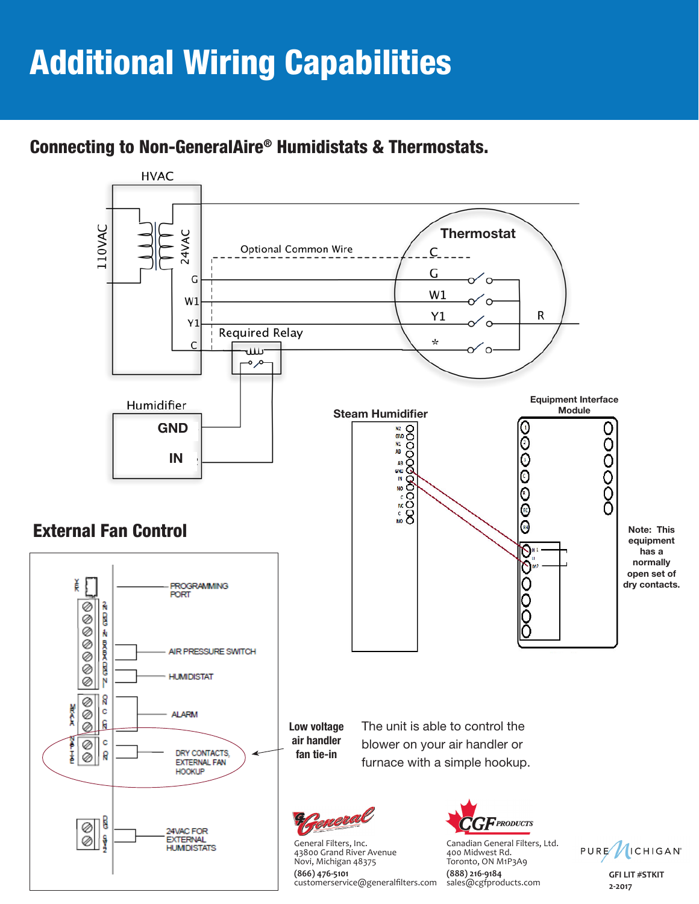# Additional Wiring Capabilities

## Connecting to Non-GeneralAire® Humidistats & Thermostats.

HVAC

110VAC

24VAC

G

W1

Y1

C

Optional Common Wire

Thermostat

C

G

W1

Y1

*

R

Required Relay

Humidifier

GND

IN

Steam Humidifier

Equipment Interface Module

**Note: This equipment has a normally open set of dry contacts.**

## External Fan Control

PROGRAMMING PORT

AIR PRESSURE SWITCH

HUMIDISTAT

ALARM

DRY CONTACTS, EXTERNAL FAN HOOKUP

24VAC FOR EXTERNAL HUMIDISTATS

**Low voltage air handler fan tie-in**

The unit is able to control the blower on your air handler or furnace with a simple hookup.

General Filters, Inc.
43800 Grand River Avenue
Novi, Michigan 48375
(866) 476-5101
customerservice@generalfilters.com

Canadian General Filters, Ltd.
400 Midwest Rd.
Toronto, ON M1P3A9
(888) 216-9184
sales@cgfproducts.com

PURE MICHIGAN

GFI LIT #STKIT
2-2017